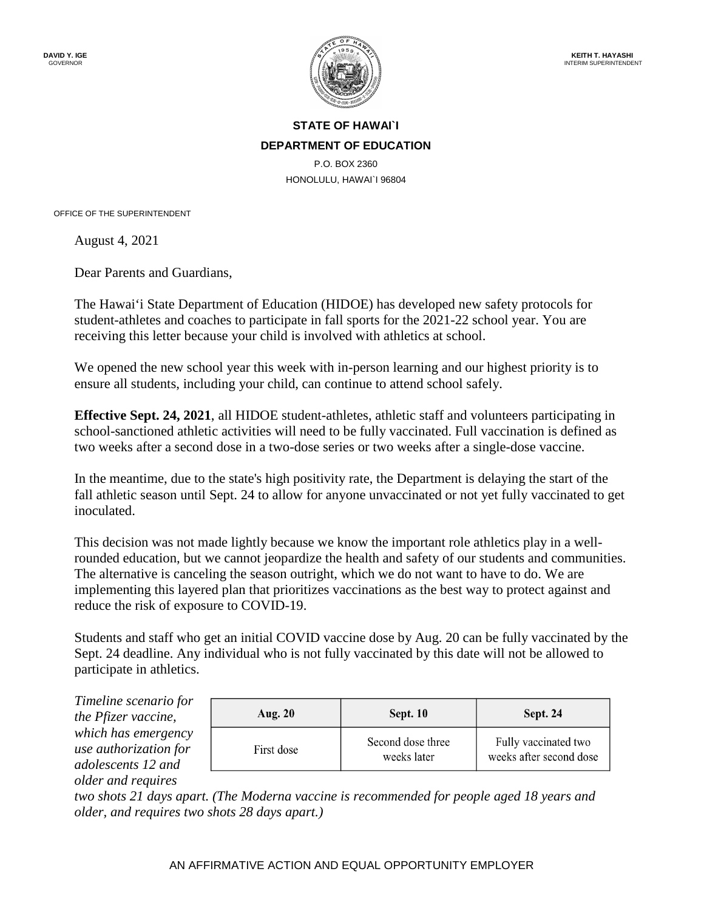**DAVID Y. IGE**
GOVERNOR

**KEITH T. HAYASHI**
INTERIM SUPERINTENDENT

**STATE OF HAWAI`I**

**DEPARTMENT OF EDUCATION**

P.O. BOX 2360
HONOLULU, HAWAI`I 96804

OFFICE OF THE SUPERINTENDENT

August 4, 2021

Dear Parents and Guardians,

The Hawai‘i State Department of Education (HIDOE) has developed new safety protocols for student-athletes and coaches to participate in fall sports for the 2021-22 school year. You are receiving this letter because your child is involved with athletics at school.

We opened the new school year this week with in-person learning and our highest priority is to ensure all students, including your child, can continue to attend school safely.

**Effective Sept. 24, 2021**, all HIDOE student-athletes, athletic staff and volunteers participating in school-sanctioned athletic activities will need to be fully vaccinated. Full vaccination is defined as two weeks after a second dose in a two-dose series or two weeks after a single-dose vaccine.

In the meantime, due to the state's high positivity rate, the Department is delaying the start of the fall athletic season until Sept. 24 to allow for anyone unvaccinated or not yet fully vaccinated to get inoculated.

This decision was not made lightly because we know the important role athletics play in a well-rounded education, but we cannot jeopardize the health and safety of our students and communities. The alternative is canceling the season outright, which we do not want to have to do. We are implementing this layered plan that prioritizes vaccinations as the best way to protect against and reduce the risk of exposure to COVID-19.

Students and staff who get an initial COVID vaccine dose by Aug. 20 can be fully vaccinated by the Sept. 24 deadline. Any individual who is not fully vaccinated by this date will not be allowed to participate in athletics.

| Aug. 20 | Sept. 10 | Sept. 24 |
|---|---|---|
| First dose | Second dose three weeks later | Fully vaccinated two weeks after second dose |

*Timeline scenario for the Pfizer vaccine, which has emergency use authorization for adolescents 12 and older and requires two shots 21 days apart. (The Moderna vaccine is recommended for people aged 18 years and older, and requires two shots 28 days apart.)*

AN AFFIRMATIVE ACTION AND EQUAL OPPORTUNITY EMPLOYER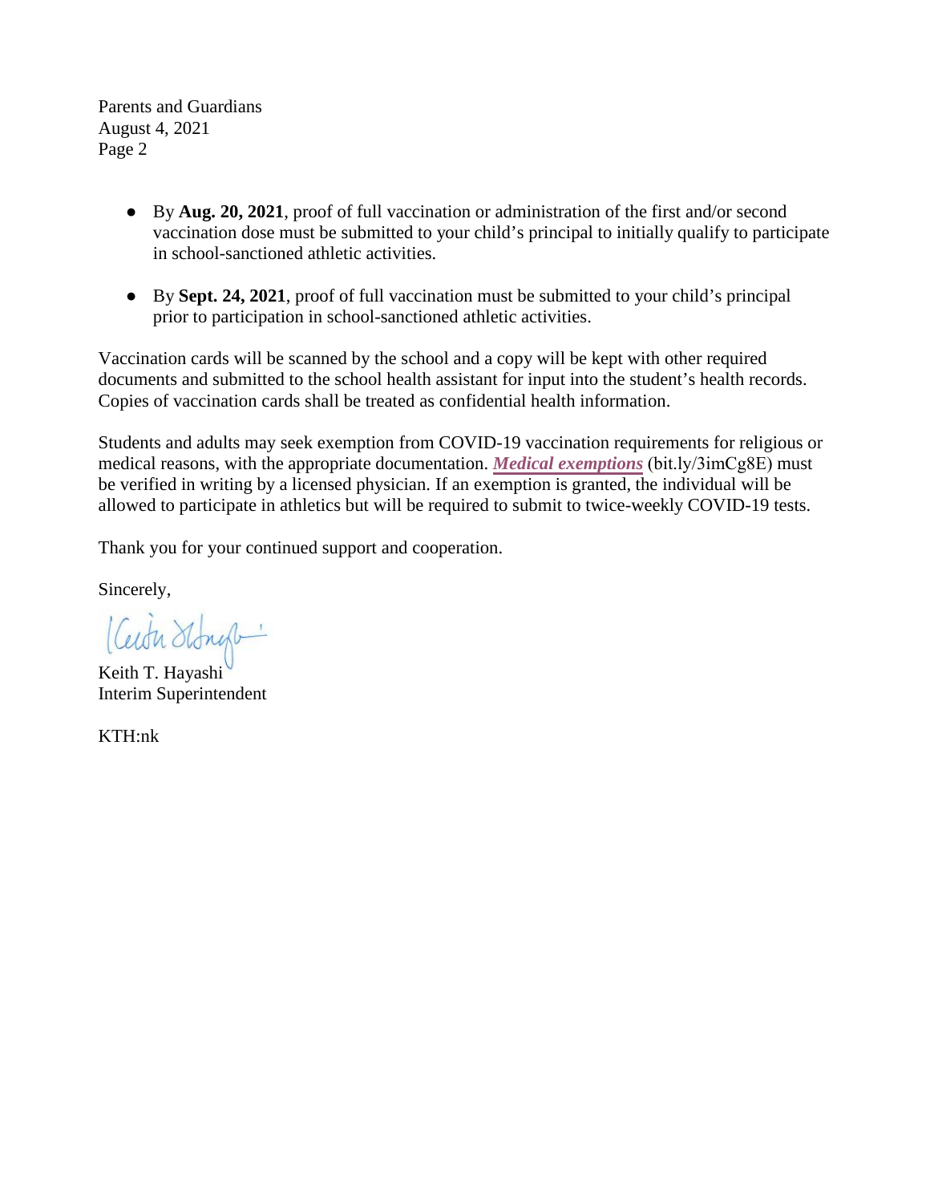- By **Aug. 20, 2021**, proof of full vaccination or administration of the first and/or second vaccination dose must be submitted to your child's principal to initially qualify to participate in school-sanctioned athletic activities.

- By **Sept. 24, 2021**, proof of full vaccination must be submitted to your child's principal prior to participation in school-sanctioned athletic activities.

Vaccination cards will be scanned by the school and a copy will be kept with other required documents and submitted to the school health assistant for input into the student's health records. Copies of vaccination cards shall be treated as confidential health information.

Students and adults may seek exemption from COVID-19 vaccination requirements for religious or medical reasons, with the appropriate documentation. ***Medical exemptions*** (bit.ly/3imCg8E) must be verified in writing by a licensed physician. If an exemption is granted, the individual will be allowed to participate in athletics but will be required to submit to twice-weekly COVID-19 tests.

Thank you for your continued support and cooperation.

Sincerely,

Keith T. Hayashi
Interim Superintendent

KTH:nk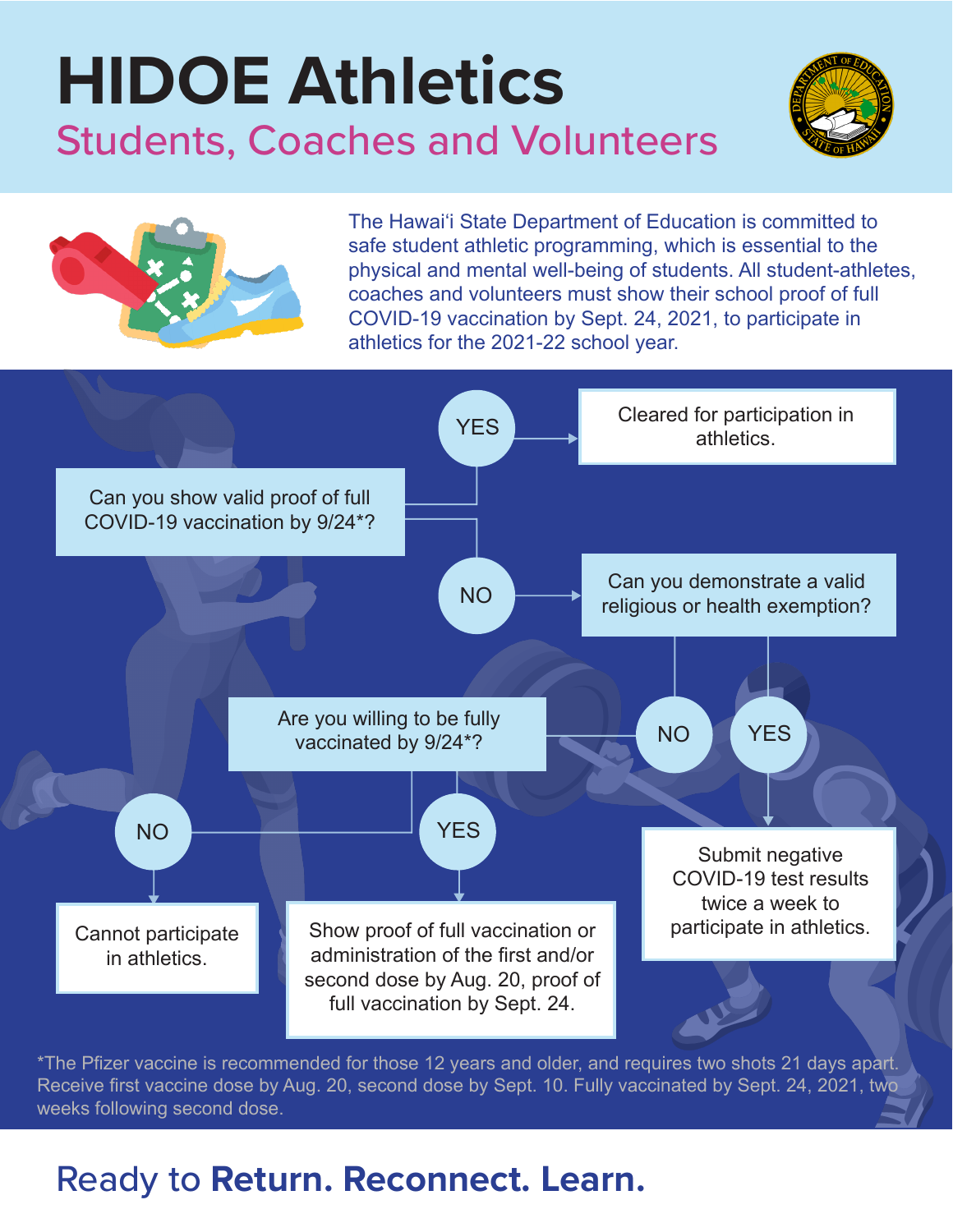# HIDOE Athletics

## Students, Coaches and Volunteers

The Hawai'i State Department of Education is committed to safe student athletic programming, which is essential to the physical and mental well-being of students. All student-athletes, coaches and volunteers must show their school proof of full COVID-19 vaccination by Sept. 24, 2021, to participate in athletics for the 2021-22 school year.

Can you show valid proof of full COVID-19 vaccination by 9/24*?

YES

Cleared for participation in athletics.

NO

Can you demonstrate a valid religious or health exemption?

YES

Submit negative COVID-19 test results twice a week to participate in athletics.

NO

Are you willing to be fully vaccinated by 9/24*?

YES

Show proof of full vaccination or administration of the first and/or second dose by Aug. 20, proof of full vaccination by Sept. 24.

NO

Cannot participate in athletics.

*The Pfizer vaccine is recommended for those 12 years and older, and requires two shots 21 days apart. Receive first vaccine dose by Aug. 20, second dose by Sept. 10. Fully vaccinated by Sept. 24, 2021, two weeks following second dose.

Ready to **Return. Reconnect. Learn.**